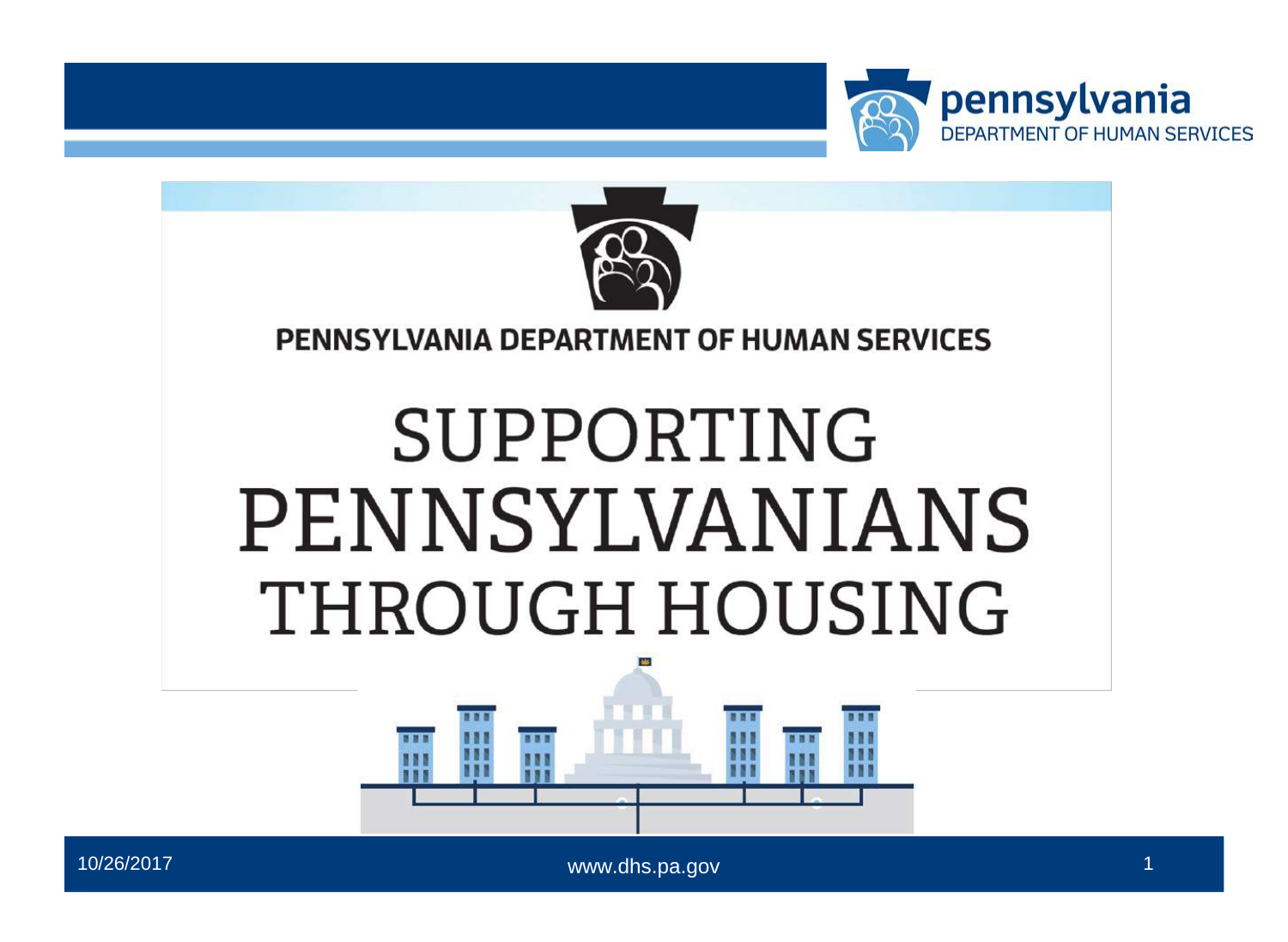PENNSYLVANIA DEPARTMENT OF HUMAN SERVICES

# SUPPORTING PENNSYLVANIANS THROUGH HOUSING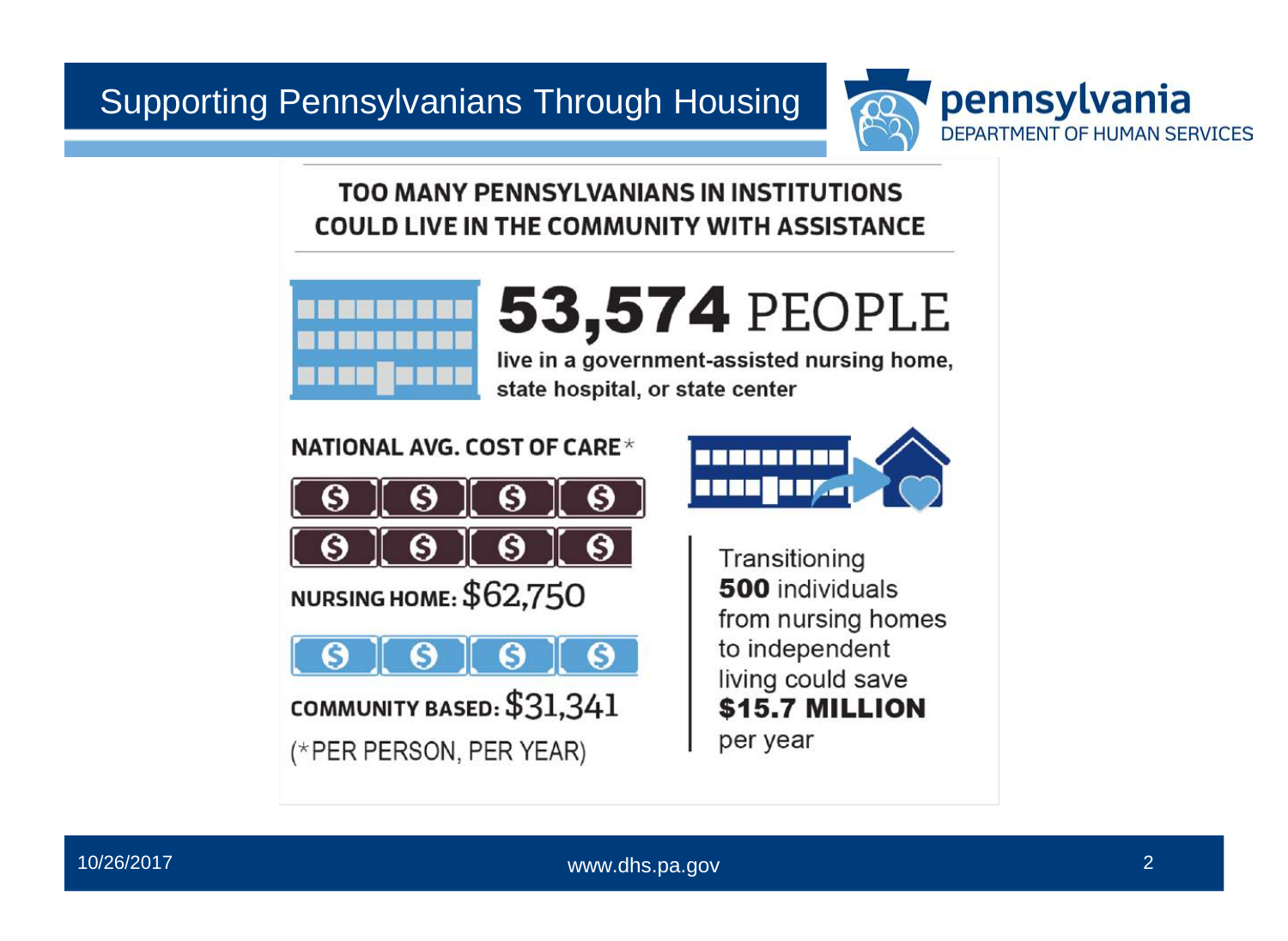# Supporting Pennsylvanians Through Housing

## TOO MANY PENNSYLVANIANS IN INSTITUTIONS COULD LIVE IN THE COMMUNITY WITH ASSISTANCE

**53,574** PEOPLE

live in a government-assisted nursing home, state hospital, or state center

**NATIONAL AVG. COST OF CARE***

**NURSING HOME:** $62,750

**COMMUNITY BASED:** $31,341

(*PER PERSON, PER YEAR)

Transitioning **500** individuals from nursing homes to independent living could save **$15.7 MILLION** per year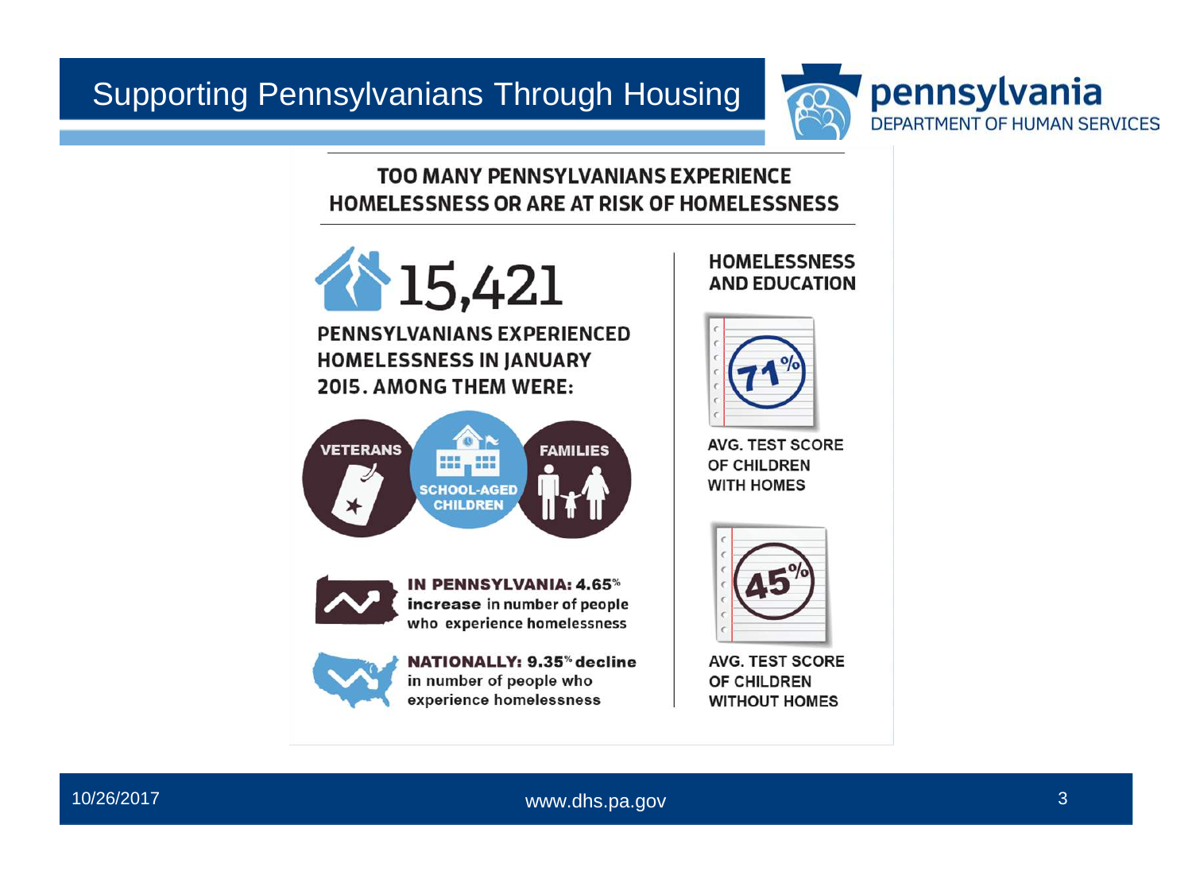# Supporting Pennsylvanians Through Housing

## TOO MANY PENNSYLVANIANS EXPERIENCE HOMELESSNESS OR ARE AT RISK OF HOMELESSNESS

**15,421**

**PENNSYLVANIANS EXPERIENCED HOMELESSNESS IN JANUARY 2015. AMONG THEM WERE:**

- VETERANS
- SCHOOL-AGED CHILDREN
- FAMILIES

**IN PENNSYLVANIA: 4.65%** **increase** in number of people who experience homelessness

**NATIONALLY: 9.35% decline** in number of people who experience homelessness

### HOMELESSNESS AND EDUCATION

**71%**

AVG. TEST SCORE OF CHILDREN WITH HOMES

**45%**

AVG. TEST SCORE OF CHILDREN WITHOUT HOMES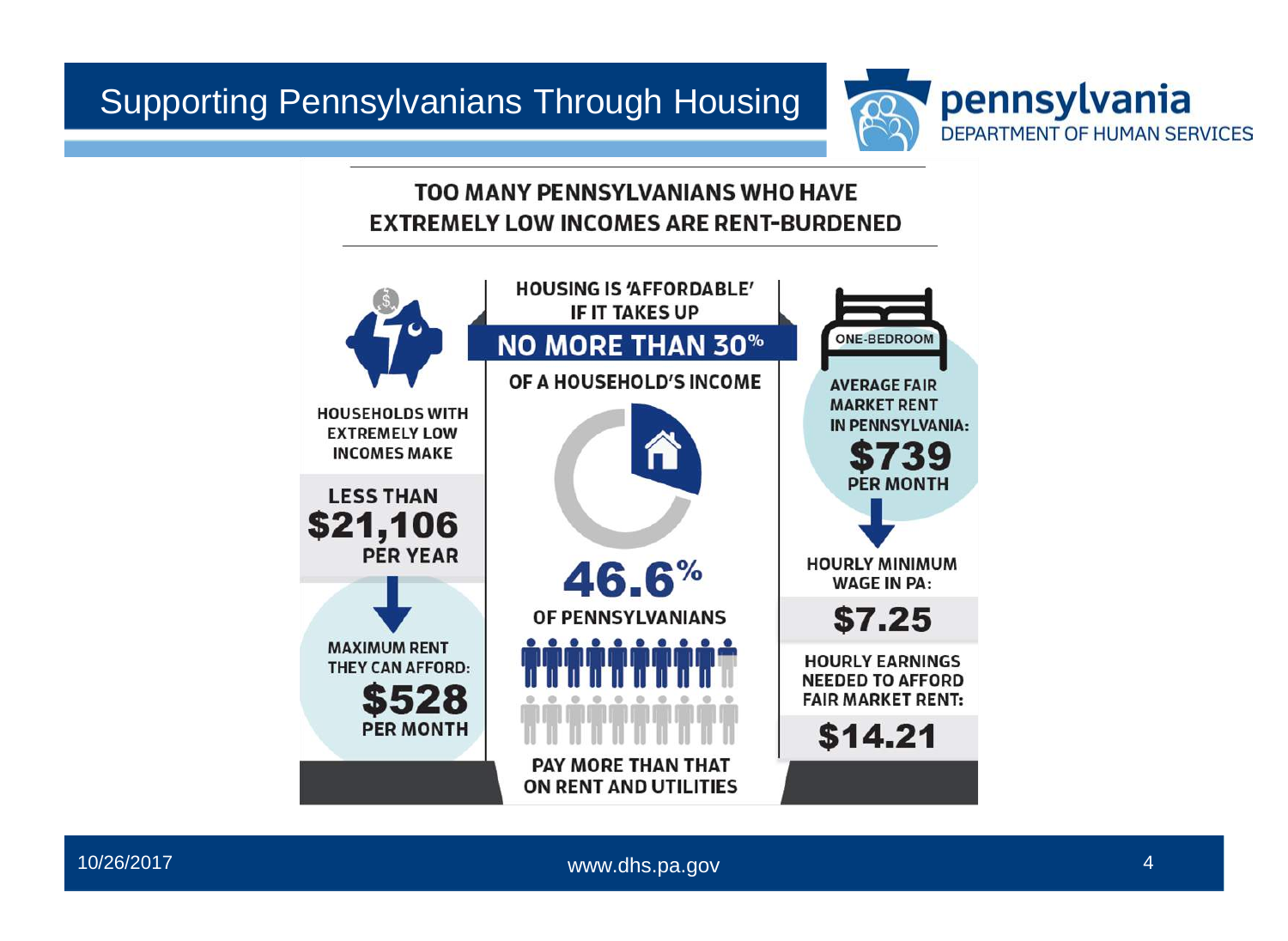# Supporting Pennsylvanians Through Housing

## TOO MANY PENNSYLVANIANS WHO HAVE EXTREMELY LOW INCOMES ARE RENT-BURDENED

HOUSEHOLDS WITH EXTREMELY LOW INCOMES MAKE

**LESS THAN $21,106 PER YEAR**

MAXIMUM RENT THEY CAN AFFORD:

**$528 PER MONTH**

HOUSING IS 'AFFORDABLE' IF IT TAKES UP

**NO MORE THAN 30%**

OF A HOUSEHOLD'S INCOME

**46.6%**

OF PENNSYLVANIANS

PAY MORE THAN THAT ON RENT AND UTILITIES

ONE-BEDROOM

AVERAGE FAIR MARKET RENT IN PENNSYLVANIA:

**$739 PER MONTH**

HOURLY MINIMUM WAGE IN PA:

**$7.25**

HOURLY EARNINGS NEEDED TO AFFORD FAIR MARKET RENT:

**$14.21**

10/26/2017

www.dhs.pa.gov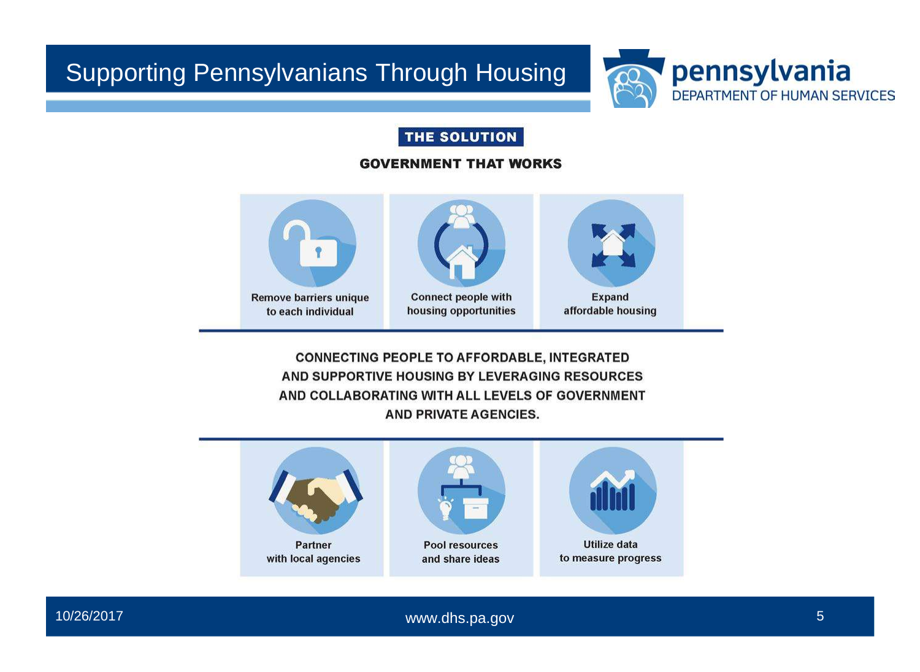# Supporting Pennsylvanians Through Housing

## THE SOLUTION

### GOVERNMENT THAT WORKS

- Remove barriers unique to each individual
- Connect people with housing opportunities
- Expand affordable housing

**CONNECTING PEOPLE TO AFFORDABLE, INTEGRATED AND SUPPORTIVE HOUSING BY LEVERAGING RESOURCES AND COLLABORATING WITH ALL LEVELS OF GOVERNMENT AND PRIVATE AGENCIES.**

- Partner with local agencies
- Pool resources and share ideas
- Utilize data to measure progress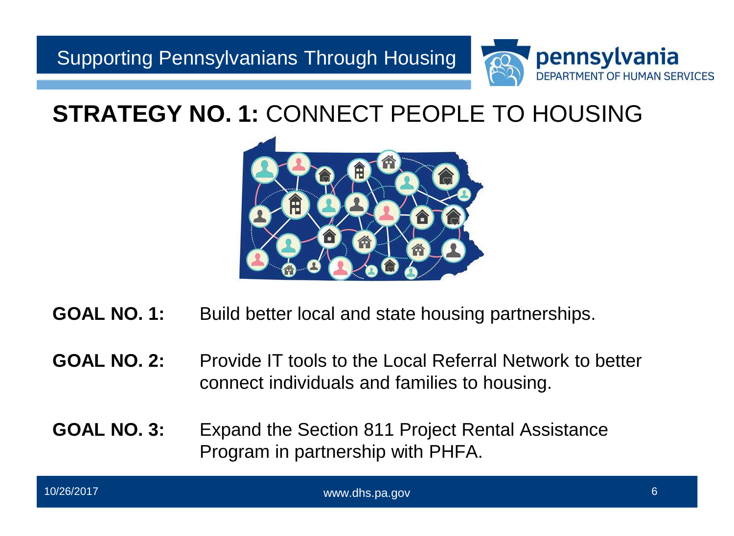## STRATEGY NO. 1: CONNECT PEOPLE TO HOUSING

**GOAL NO. 1:** Build better local and state housing partnerships.

**GOAL NO. 2:** Provide IT tools to the Local Referral Network to better connect individuals and families to housing.

**GOAL NO. 3:** Expand the Section 811 Project Rental Assistance Program in partnership with PHFA.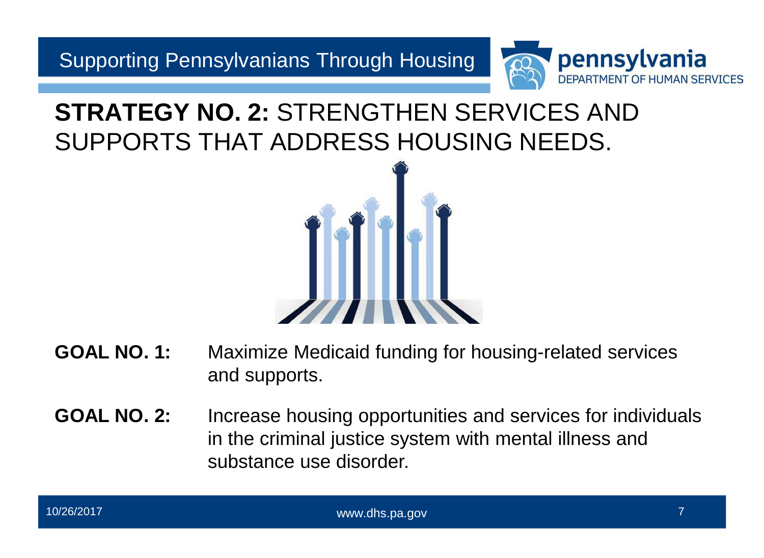Supporting Pennsylvanians Through Housing

# **STRATEGY NO. 2:** STRENGTHEN SERVICES AND SUPPORTS THAT ADDRESS HOUSING NEEDS.

**GOAL NO. 1:** Maximize Medicaid funding for housing-related services and supports.

**GOAL NO. 2:** Increase housing opportunities and services for individuals in the criminal justice system with mental illness and substance use disorder.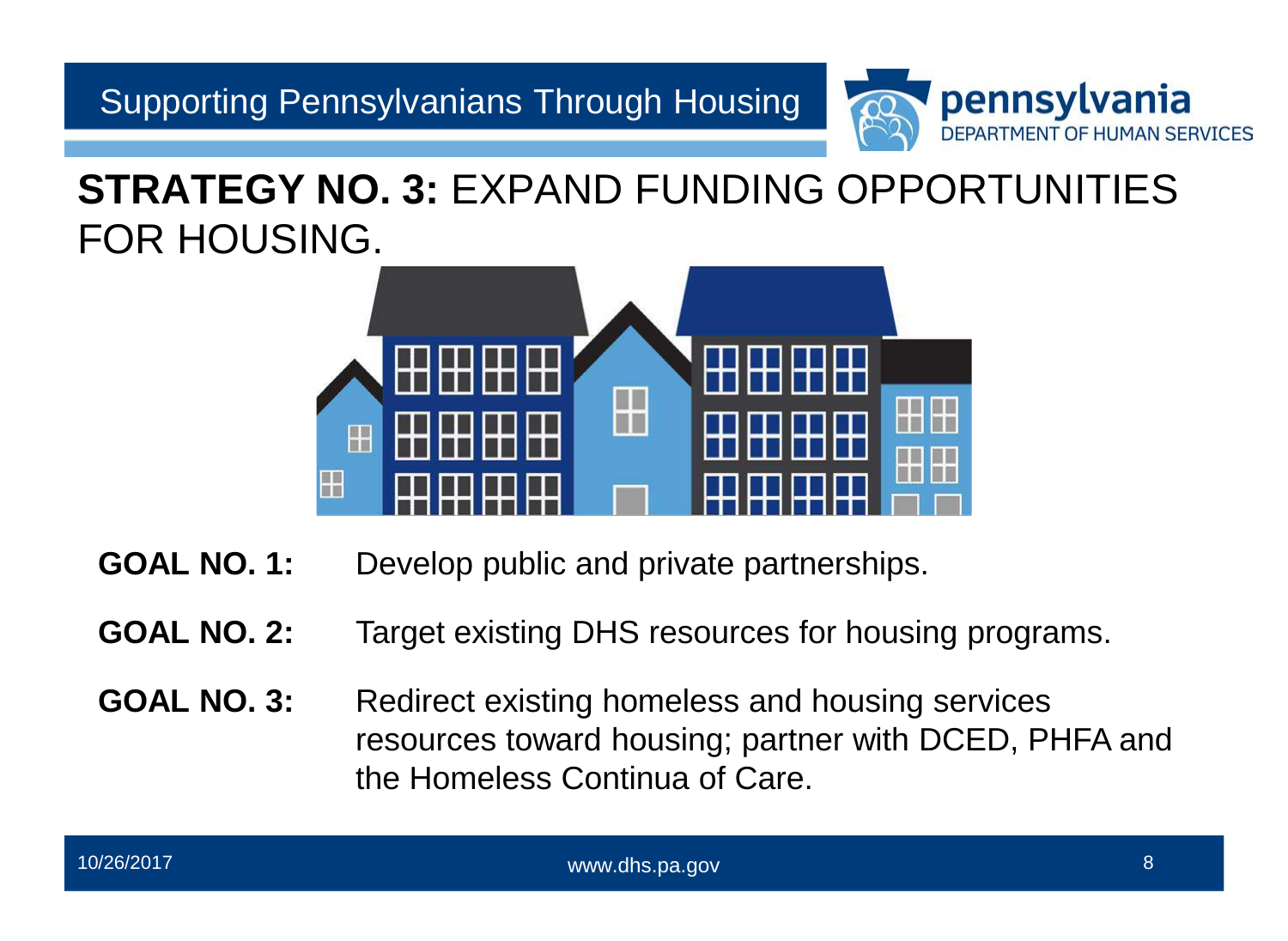# **STRATEGY NO. 3:** EXPAND FUNDING OPPORTUNITIES FOR HOUSING.

**GOAL NO. 1:** Develop public and private partnerships.

**GOAL NO. 2:** Target existing DHS resources for housing programs.

**GOAL NO. 3:** Redirect existing homeless and housing services resources toward housing; partner with DCED, PHFA and the Homeless Continua of Care.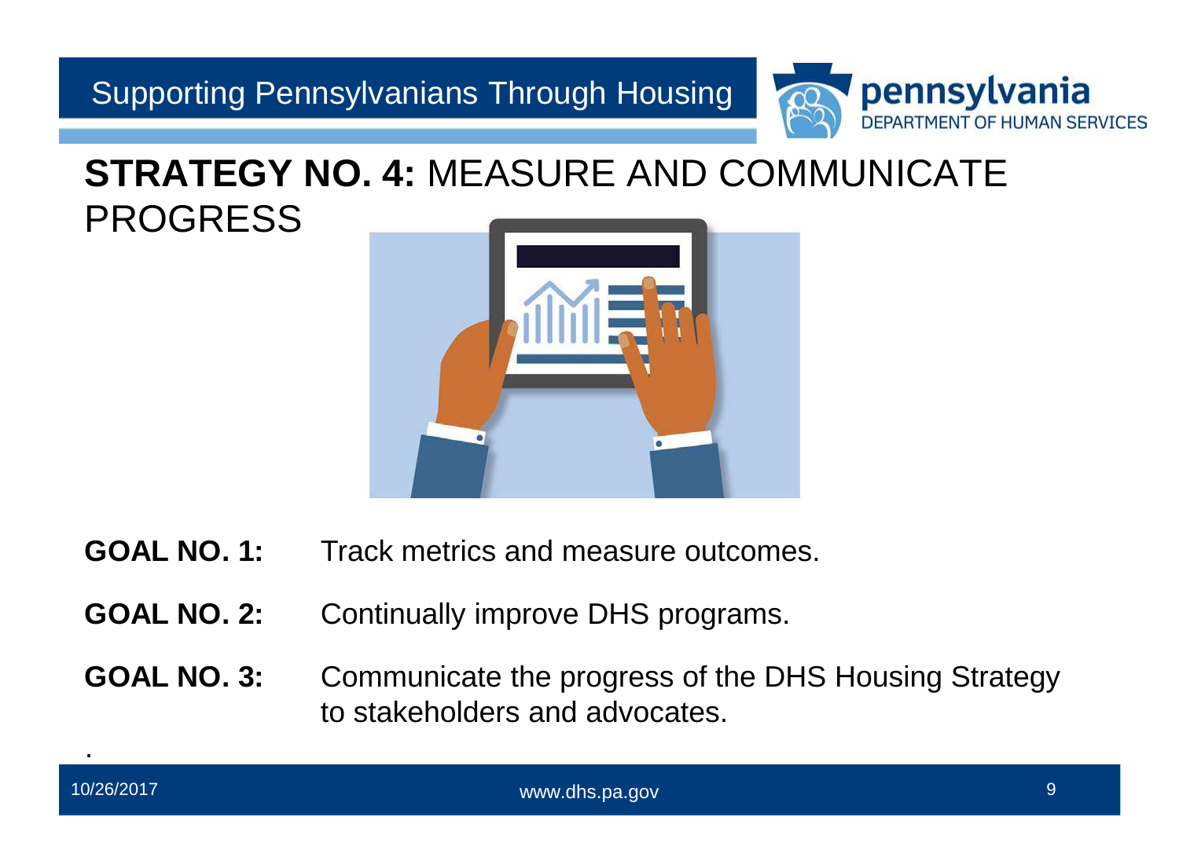# **STRATEGY NO. 4:** MEASURE AND COMMUNICATE PROGRESS

**GOAL NO. 1:** Track metrics and measure outcomes.

**GOAL NO. 2:** Continually improve DHS programs.

**GOAL NO. 3:** Communicate the progress of the DHS Housing Strategy to stakeholders and advocates.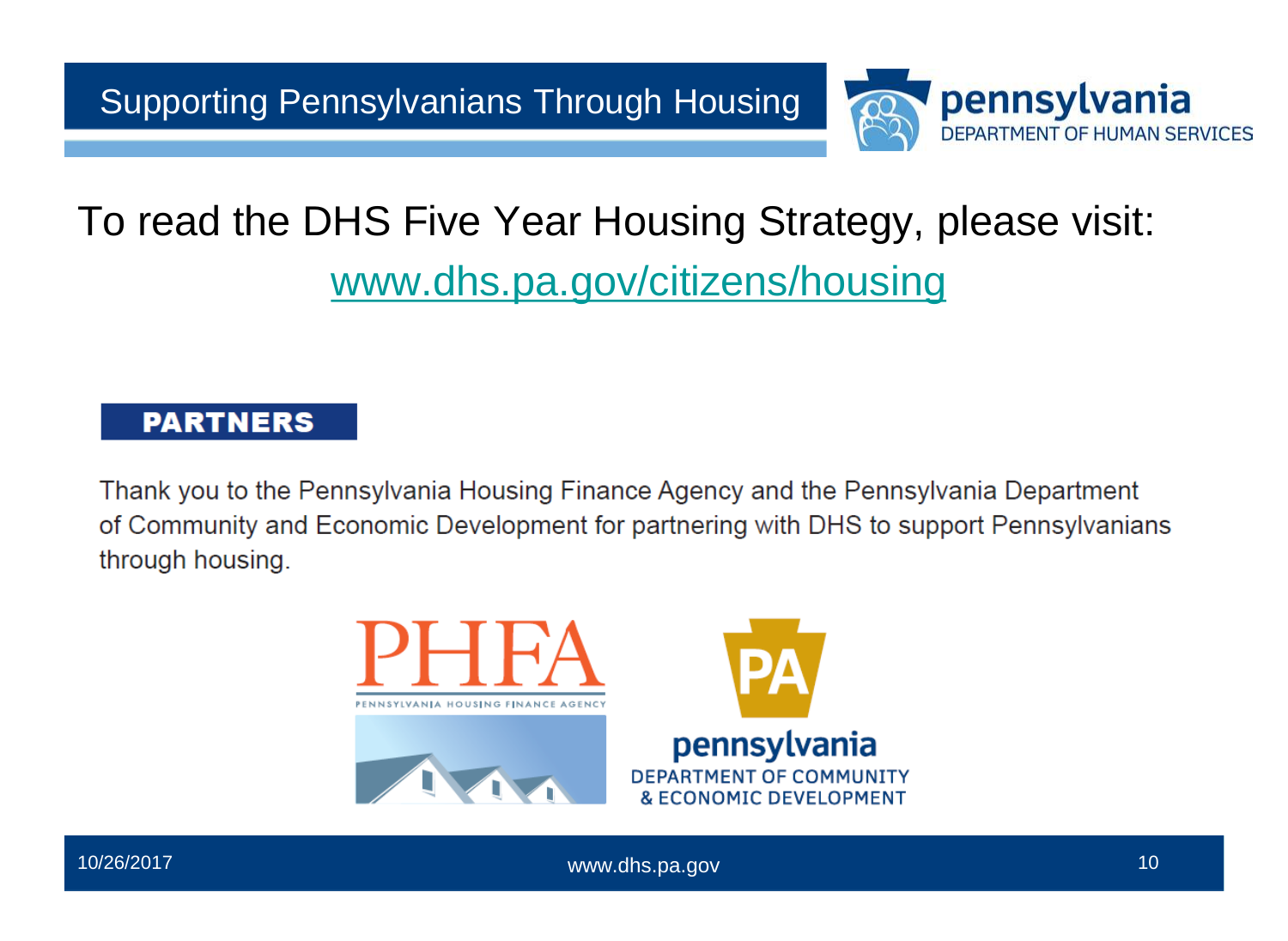To read the DHS Five Year Housing Strategy, please visit: [www.dhs.pa.gov/citizens/housing](http://www.dhs.pa.gov/citizens/housing)

## PARTNERS

Thank you to the Pennsylvania Housing Finance Agency and the Pennsylvania Department of Community and Economic Development for partnering with DHS to support Pennsylvanians through housing.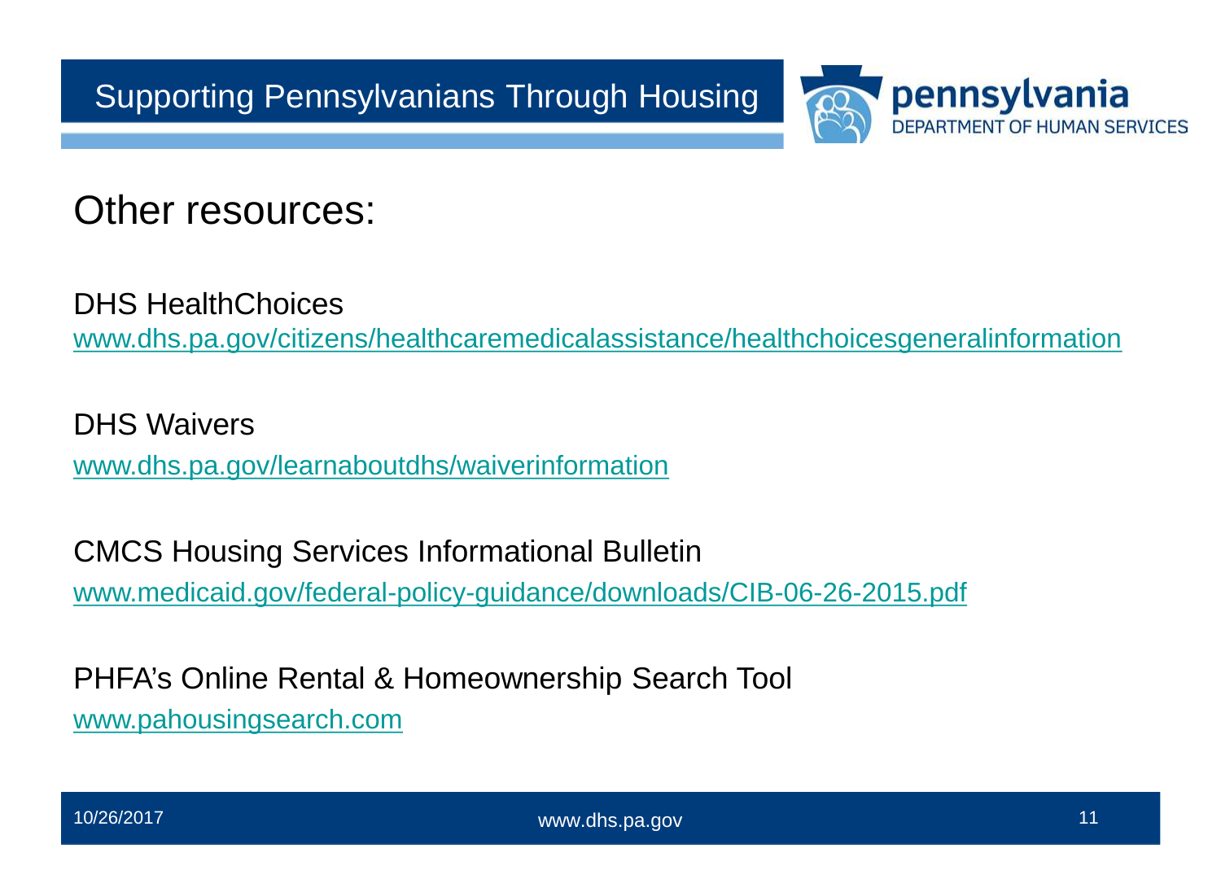## Other resources:

DHS HealthChoices
[www.dhs.pa.gov/citizens/healthcaremedicalassistance/healthchoicesgeneralinformation](http://www.dhs.pa.gov/citizens/healthcaremedicalassistance/healthchoicesgeneralinformation)

DHS Waivers
[www.dhs.pa.gov/learnaboutdhs/waiverinformation](http://www.dhs.pa.gov/learnaboutdhs/waiverinformation)

CMCS Housing Services Informational Bulletin
[www.medicaid.gov/federal-policy-guidance/downloads/CIB-06-26-2015.pdf](http://www.medicaid.gov/federal-policy-guidance/downloads/CIB-06-26-2015.pdf)

PHFA's Online Rental & Homeownership Search Tool
[www.pahousingsearch.com](http://www.pahousingsearch.com)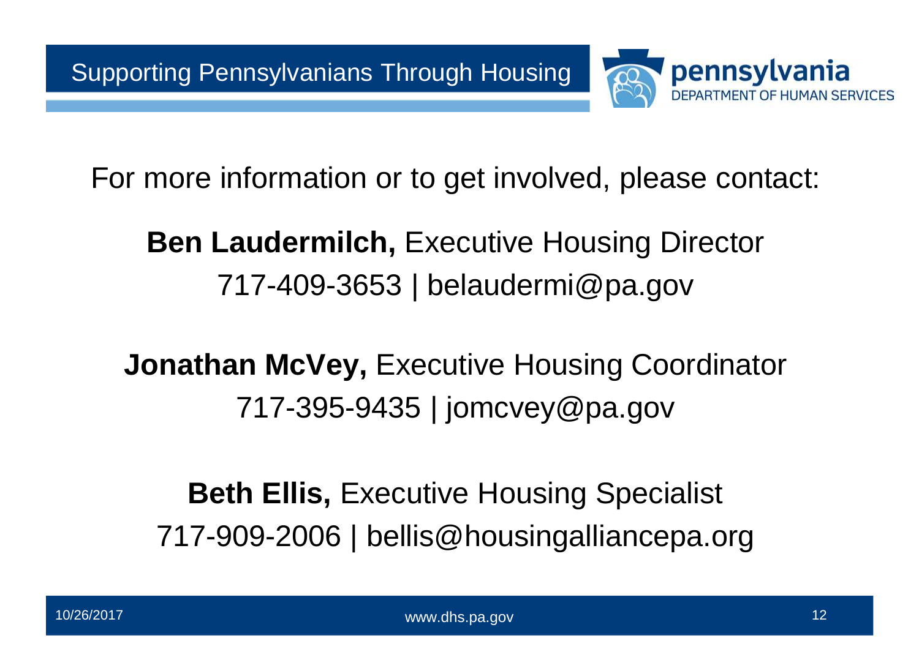For more information or to get involved, please contact:

**Ben Laudermilch,** Executive Housing Director
717-409-3653 | belaudermi@pa.gov

**Jonathan McVey,** Executive Housing Coordinator
717-395-9435 | jomcvey@pa.gov

**Beth Ellis,** Executive Housing Specialist
717-909-2006 | bellis@housingalliancepa.org